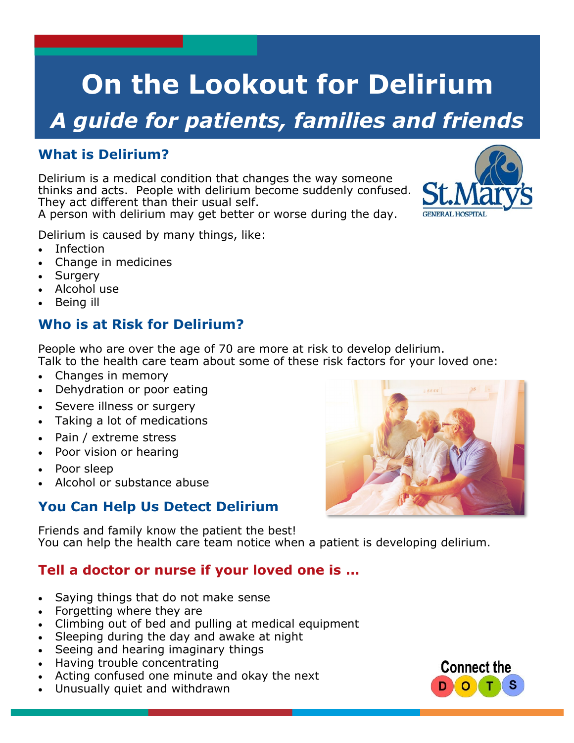# On the Lookout for Delirium

## *A guide for patients, families and friends*

### What is Delirium?

Delirium is a medical condition that changes the way someone thinks and acts. People with delirium become suddenly confused. They act different than their usual self.
A person with delirium may get better or worse during the day.

Delirium is caused by many things, like:

- Infection
- Change in medicines
- Surgery
- Alcohol use
- Being ill

### Who is at Risk for Delirium?

People who are over the age of 70 are more at risk to develop delirium.
Talk to the health care team about some of these risk factors for your loved one:

- Changes in memory
- Dehydration or poor eating
- Severe illness or surgery
- Taking a lot of medications
- Pain / extreme stress
- Poor vision or hearing
- Poor sleep
- Alcohol or substance abuse

### You Can Help Us Detect Delirium

Friends and family know the patient the best!
You can help the health care team notice when a patient is developing delirium.

### Tell a doctor or nurse if your loved one is …

- Saying things that do not make sense
- Forgetting where they are
- Climbing out of bed and pulling at medical equipment
- Sleeping during the day and awake at night
- Seeing and hearing imaginary things
- Having trouble concentrating
- Acting confused one minute and okay the next
- Unusually quiet and withdrawn

Connect the DOTS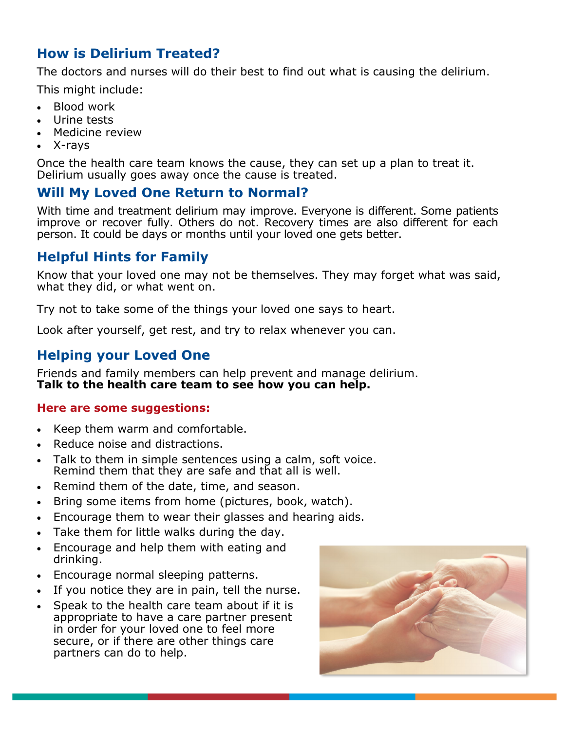## How is Delirium Treated?

The doctors and nurses will do their best to find out what is causing the delirium.

This might include:

- Blood work
- Urine tests
- Medicine review
- X-rays

Once the health care team knows the cause, they can set up a plan to treat it. Delirium usually goes away once the cause is treated.

## Will My Loved One Return to Normal?

With time and treatment delirium may improve. Everyone is different. Some patients improve or recover fully. Others do not. Recovery times are also different for each person. It could be days or months until your loved one gets better.

## Helpful Hints for Family

Know that your loved one may not be themselves. They may forget what was said, what they did, or what went on.

Try not to take some of the things your loved one says to heart.

Look after yourself, get rest, and try to relax whenever you can.

## Helping your Loved One

Friends and family members can help prevent and manage delirium.
**Talk to the health care team to see how you can help.**

**Here are some suggestions:**

- Keep them warm and comfortable.
- Reduce noise and distractions.
- Talk to them in simple sentences using a calm, soft voice. Remind them that they are safe and that all is well.
- Remind them of the date, time, and season.
- Bring some items from home (pictures, book, watch).
- Encourage them to wear their glasses and hearing aids.
- Take them for little walks during the day.
- Encourage and help them with eating and drinking.
- Encourage normal sleeping patterns.
- If you notice they are in pain, tell the nurse.
- Speak to the health care team about if it is appropriate to have a care partner present in order for your loved one to feel more secure, or if there are other things care partners can do to help.